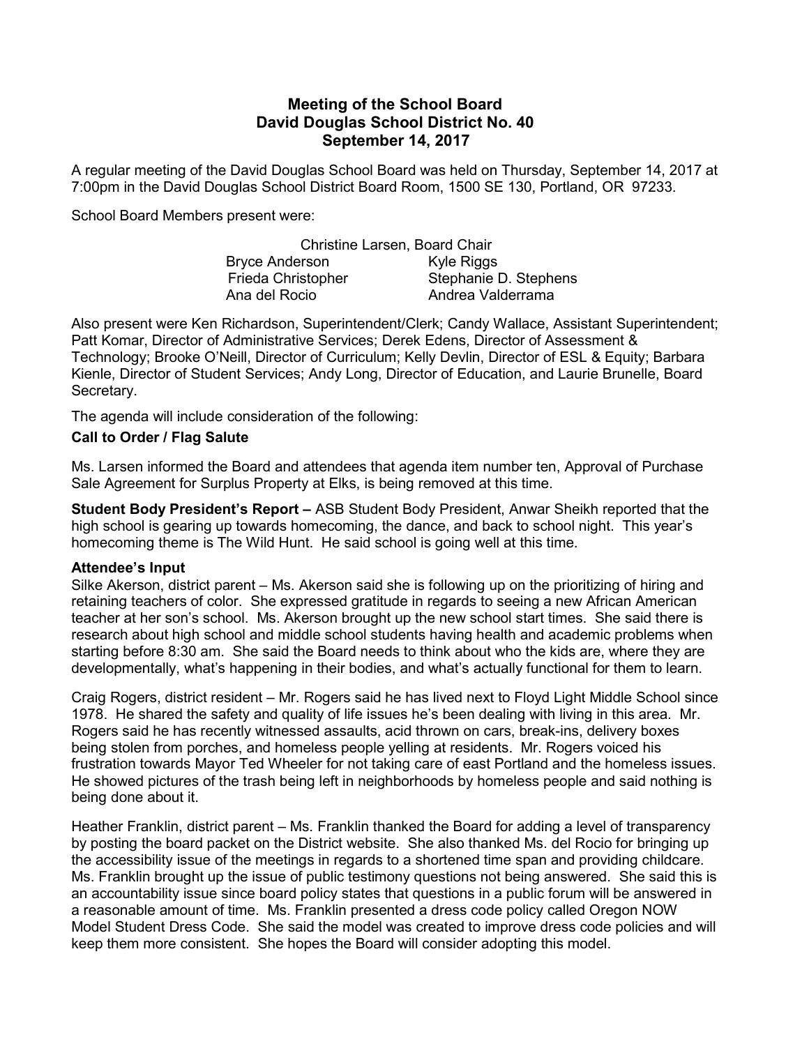# Meeting of the School Board
## David Douglas School District No. 40
## September 14, 2017

A regular meeting of the David Douglas School Board was held on Thursday, September 14, 2017 at 7:00pm in the David Douglas School District Board Room, 1500 SE 130, Portland, OR 97233.

School Board Members present were:

Christine Larsen, Board Chair

| | |
|---|---|
| Bryce Anderson | Kyle Riggs |
| Frieda Christopher | Stephanie D. Stephens |
| Ana del Rocio | Andrea Valderrama |

Also present were Ken Richardson, Superintendent/Clerk; Candy Wallace, Assistant Superintendent; Patt Komar, Director of Administrative Services; Derek Edens, Director of Assessment & Technology; Brooke O'Neill, Director of Curriculum; Kelly Devlin, Director of ESL & Equity; Barbara Kienle, Director of Student Services; Andy Long, Director of Education, and Laurie Brunelle, Board Secretary.

The agenda will include consideration of the following:

**Call to Order / Flag Salute**

Ms. Larsen informed the Board and attendees that agenda item number ten, Approval of Purchase Sale Agreement for Surplus Property at Elks, is being removed at this time.

**Student Body President's Report –** ASB Student Body President, Anwar Sheikh reported that the high school is gearing up towards homecoming, the dance, and back to school night. This year's homecoming theme is The Wild Hunt. He said school is going well at this time.

**Attendee's Input**

Silke Akerson, district parent – Ms. Akerson said she is following up on the prioritizing of hiring and retaining teachers of color. She expressed gratitude in regards to seeing a new African American teacher at her son's school. Ms. Akerson brought up the new school start times. She said there is research about high school and middle school students having health and academic problems when starting before 8:30 am. She said the Board needs to think about who the kids are, where they are developmentally, what's happening in their bodies, and what's actually functional for them to learn.

Craig Rogers, district resident – Mr. Rogers said he has lived next to Floyd Light Middle School since 1978. He shared the safety and quality of life issues he's been dealing with living in this area. Mr. Rogers said he has recently witnessed assaults, acid thrown on cars, break-ins, delivery boxes being stolen from porches, and homeless people yelling at residents. Mr. Rogers voiced his frustration towards Mayor Ted Wheeler for not taking care of east Portland and the homeless issues. He showed pictures of the trash being left in neighborhoods by homeless people and said nothing is being done about it.

Heather Franklin, district parent – Ms. Franklin thanked the Board for adding a level of transparency by posting the board packet on the District website. She also thanked Ms. del Rocio for bringing up the accessibility issue of the meetings in regards to a shortened time span and providing childcare. Ms. Franklin brought up the issue of public testimony questions not being answered. She said this is an accountability issue since board policy states that questions in a public forum will be answered in a reasonable amount of time. Ms. Franklin presented a dress code policy called Oregon NOW Model Student Dress Code. She said the model was created to improve dress code policies and will keep them more consistent. She hopes the Board will consider adopting this model.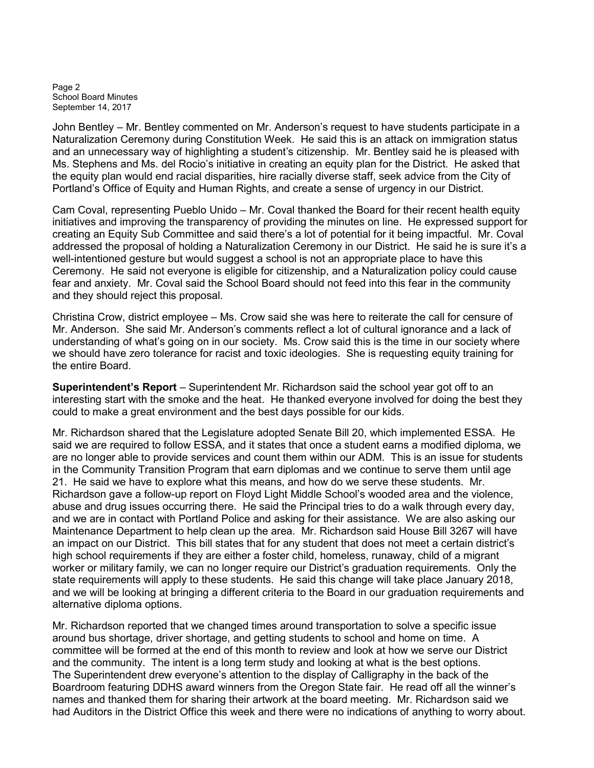John Bentley – Mr. Bentley commented on Mr. Anderson's request to have students participate in a Naturalization Ceremony during Constitution Week. He said this is an attack on immigration status and an unnecessary way of highlighting a student's citizenship. Mr. Bentley said he is pleased with Ms. Stephens and Ms. del Rocio's initiative in creating an equity plan for the District. He asked that the equity plan would end racial disparities, hire racially diverse staff, seek advice from the City of Portland's Office of Equity and Human Rights, and create a sense of urgency in our District.

Cam Coval, representing Pueblo Unido – Mr. Coval thanked the Board for their recent health equity initiatives and improving the transparency of providing the minutes on line. He expressed support for creating an Equity Sub Committee and said there's a lot of potential for it being impactful. Mr. Coval addressed the proposal of holding a Naturalization Ceremony in our District. He said he is sure it's a well-intentioned gesture but would suggest a school is not an appropriate place to have this Ceremony. He said not everyone is eligible for citizenship, and a Naturalization policy could cause fear and anxiety. Mr. Coval said the School Board should not feed into this fear in the community and they should reject this proposal.

Christina Crow, district employee – Ms. Crow said she was here to reiterate the call for censure of Mr. Anderson. She said Mr. Anderson's comments reflect a lot of cultural ignorance and a lack of understanding of what's going on in our society. Ms. Crow said this is the time in our society where we should have zero tolerance for racist and toxic ideologies. She is requesting equity training for the entire Board.

**Superintendent's Report** – Superintendent Mr. Richardson said the school year got off to an interesting start with the smoke and the heat. He thanked everyone involved for doing the best they could to make a great environment and the best days possible for our kids.

Mr. Richardson shared that the Legislature adopted Senate Bill 20, which implemented ESSA. He said we are required to follow ESSA, and it states that once a student earns a modified diploma, we are no longer able to provide services and count them within our ADM. This is an issue for students in the Community Transition Program that earn diplomas and we continue to serve them until age 21. He said we have to explore what this means, and how do we serve these students. Mr. Richardson gave a follow-up report on Floyd Light Middle School's wooded area and the violence, abuse and drug issues occurring there. He said the Principal tries to do a walk through every day, and we are in contact with Portland Police and asking for their assistance. We are also asking our Maintenance Department to help clean up the area. Mr. Richardson said House Bill 3267 will have an impact on our District. This bill states that for any student that does not meet a certain district's high school requirements if they are either a foster child, homeless, runaway, child of a migrant worker or military family, we can no longer require our District's graduation requirements. Only the state requirements will apply to these students. He said this change will take place January 2018, and we will be looking at bringing a different criteria to the Board in our graduation requirements and alternative diploma options.

Mr. Richardson reported that we changed times around transportation to solve a specific issue around bus shortage, driver shortage, and getting students to school and home on time. A committee will be formed at the end of this month to review and look at how we serve our District and the community. The intent is a long term study and looking at what is the best options. The Superintendent drew everyone's attention to the display of Calligraphy in the back of the Boardroom featuring DDHS award winners from the Oregon State fair. He read off all the winner's names and thanked them for sharing their artwork at the board meeting. Mr. Richardson said we had Auditors in the District Office this week and there were no indications of anything to worry about.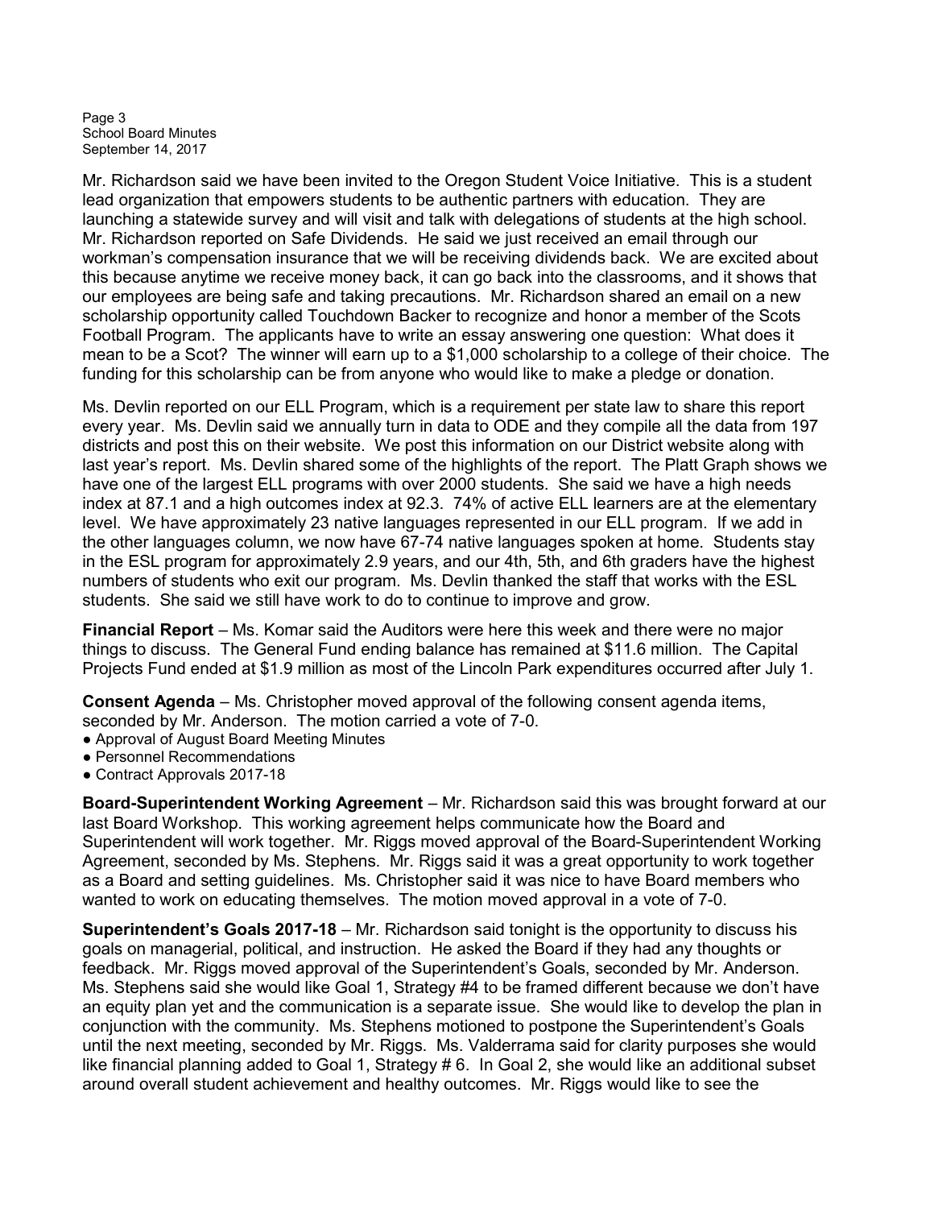Mr. Richardson said we have been invited to the Oregon Student Voice Initiative. This is a student lead organization that empowers students to be authentic partners with education. They are launching a statewide survey and will visit and talk with delegations of students at the high school. Mr. Richardson reported on Safe Dividends. He said we just received an email through our workman's compensation insurance that we will be receiving dividends back. We are excited about this because anytime we receive money back, it can go back into the classrooms, and it shows that our employees are being safe and taking precautions. Mr. Richardson shared an email on a new scholarship opportunity called Touchdown Backer to recognize and honor a member of the Scots Football Program. The applicants have to write an essay answering one question: What does it mean to be a Scot? The winner will earn up to a $1,000 scholarship to a college of their choice. The funding for this scholarship can be from anyone who would like to make a pledge or donation.

Ms. Devlin reported on our ELL Program, which is a requirement per state law to share this report every year. Ms. Devlin said we annually turn in data to ODE and they compile all the data from 197 districts and post this on their website. We post this information on our District website along with last year's report. Ms. Devlin shared some of the highlights of the report. The Platt Graph shows we have one of the largest ELL programs with over 2000 students. She said we have a high needs index at 87.1 and a high outcomes index at 92.3. 74% of active ELL learners are at the elementary level. We have approximately 23 native languages represented in our ELL program. If we add in the other languages column, we now have 67-74 native languages spoken at home. Students stay in the ESL program for approximately 2.9 years, and our 4th, 5th, and 6th graders have the highest numbers of students who exit our program. Ms. Devlin thanked the staff that works with the ESL students. She said we still have work to do to continue to improve and grow.

**Financial Report** – Ms. Komar said the Auditors were here this week and there were no major things to discuss. The General Fund ending balance has remained at $11.6 million. The Capital Projects Fund ended at $1.9 million as most of the Lincoln Park expenditures occurred after July 1.

**Consent Agenda** – Ms. Christopher moved approval of the following consent agenda items, seconded by Mr. Anderson. The motion carried a vote of 7-0.

- Approval of August Board Meeting Minutes
- Personnel Recommendations
- Contract Approvals 2017-18

**Board-Superintendent Working Agreement** – Mr. Richardson said this was brought forward at our last Board Workshop. This working agreement helps communicate how the Board and Superintendent will work together. Mr. Riggs moved approval of the Board-Superintendent Working Agreement, seconded by Ms. Stephens. Mr. Riggs said it was a great opportunity to work together as a Board and setting guidelines. Ms. Christopher said it was nice to have Board members who wanted to work on educating themselves. The motion moved approval in a vote of 7-0.

**Superintendent's Goals 2017-18** – Mr. Richardson said tonight is the opportunity to discuss his goals on managerial, political, and instruction. He asked the Board if they had any thoughts or feedback. Mr. Riggs moved approval of the Superintendent's Goals, seconded by Mr. Anderson. Ms. Stephens said she would like Goal 1, Strategy #4 to be framed different because we don't have an equity plan yet and the communication is a separate issue. She would like to develop the plan in conjunction with the community. Ms. Stephens motioned to postpone the Superintendent's Goals until the next meeting, seconded by Mr. Riggs. Ms. Valderrama said for clarity purposes she would like financial planning added to Goal 1, Strategy # 6. In Goal 2, she would like an additional subset around overall student achievement and healthy outcomes. Mr. Riggs would like to see the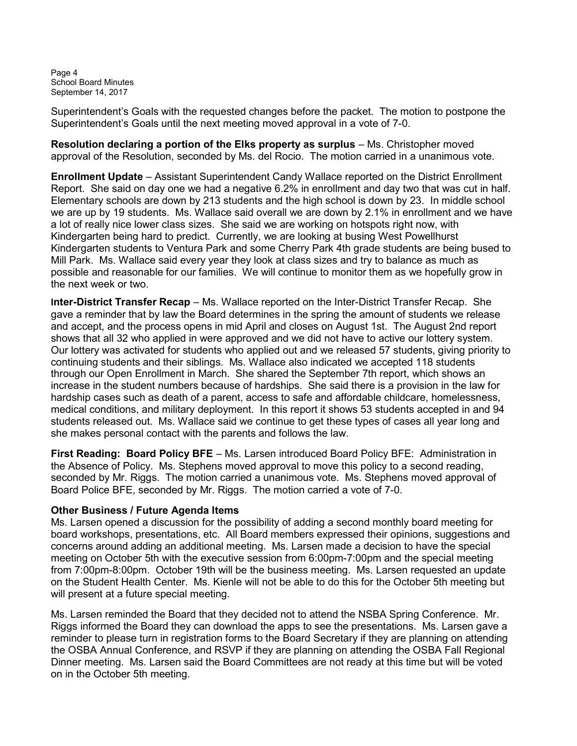Superintendent's Goals with the requested changes before the packet. The motion to postpone the Superintendent's Goals until the next meeting moved approval in a vote of 7-0.

**Resolution declaring a portion of the Elks property as surplus** – Ms. Christopher moved approval of the Resolution, seconded by Ms. del Rocio. The motion carried in a unanimous vote.

**Enrollment Update** – Assistant Superintendent Candy Wallace reported on the District Enrollment Report. She said on day one we had a negative 6.2% in enrollment and day two that was cut in half. Elementary schools are down by 213 students and the high school is down by 23. In middle school we are up by 19 students. Ms. Wallace said overall we are down by 2.1% in enrollment and we have a lot of really nice lower class sizes. She said we are working on hotspots right now, with Kindergarten being hard to predict. Currently, we are looking at busing West Powellhurst Kindergarten students to Ventura Park and some Cherry Park 4th grade students are being bused to Mill Park. Ms. Wallace said every year they look at class sizes and try to balance as much as possible and reasonable for our families. We will continue to monitor them as we hopefully grow in the next week or two.

**Inter-District Transfer Recap** – Ms. Wallace reported on the Inter-District Transfer Recap. She gave a reminder that by law the Board determines in the spring the amount of students we release and accept, and the process opens in mid April and closes on August 1st. The August 2nd report shows that all 32 who applied in were approved and we did not have to active our lottery system. Our lottery was activated for students who applied out and we released 57 students, giving priority to continuing students and their siblings. Ms. Wallace also indicated we accepted 118 students through our Open Enrollment in March. She shared the September 7th report, which shows an increase in the student numbers because of hardships. She said there is a provision in the law for hardship cases such as death of a parent, access to safe and affordable childcare, homelessness, medical conditions, and military deployment. In this report it shows 53 students accepted in and 94 students released out. Ms. Wallace said we continue to get these types of cases all year long and she makes personal contact with the parents and follows the law.

**First Reading: Board Policy BFE** – Ms. Larsen introduced Board Policy BFE: Administration in the Absence of Policy. Ms. Stephens moved approval to move this policy to a second reading, seconded by Mr. Riggs. The motion carried a unanimous vote. Ms. Stephens moved approval of Board Police BFE, seconded by Mr. Riggs. The motion carried a vote of 7-0.

**Other Business / Future Agenda Items**

Ms. Larsen opened a discussion for the possibility of adding a second monthly board meeting for board workshops, presentations, etc. All Board members expressed their opinions, suggestions and concerns around adding an additional meeting. Ms. Larsen made a decision to have the special meeting on October 5th with the executive session from 6:00pm-7:00pm and the special meeting from 7:00pm-8:00pm. October 19th will be the business meeting. Ms. Larsen requested an update on the Student Health Center. Ms. Kienle will not be able to do this for the October 5th meeting but will present at a future special meeting.

Ms. Larsen reminded the Board that they decided not to attend the NSBA Spring Conference. Mr. Riggs informed the Board they can download the apps to see the presentations. Ms. Larsen gave a reminder to please turn in registration forms to the Board Secretary if they are planning on attending the OSBA Annual Conference, and RSVP if they are planning on attending the OSBA Fall Regional Dinner meeting. Ms. Larsen said the Board Committees are not ready at this time but will be voted on in the October 5th meeting.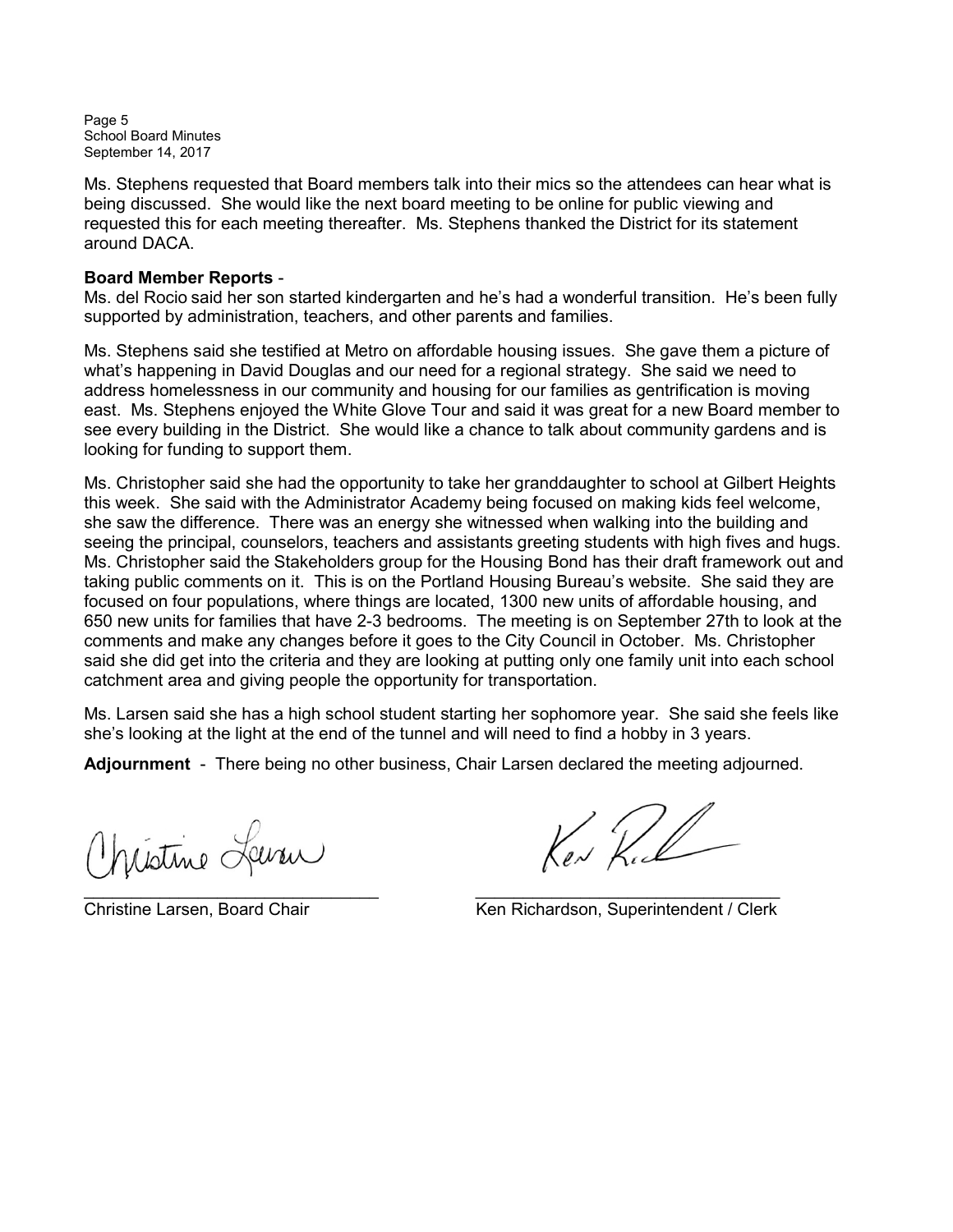Ms. Stephens requested that Board members talk into their mics so the attendees can hear what is being discussed. She would like the next board meeting to be online for public viewing and requested this for each meeting thereafter. Ms. Stephens thanked the District for its statement around DACA.

**Board Member Reports** -
Ms. del Rocio said her son started kindergarten and he's had a wonderful transition. He's been fully supported by administration, teachers, and other parents and families.

Ms. Stephens said she testified at Metro on affordable housing issues. She gave them a picture of what's happening in David Douglas and our need for a regional strategy. She said we need to address homelessness in our community and housing for our families as gentrification is moving east. Ms. Stephens enjoyed the White Glove Tour and said it was great for a new Board member to see every building in the District. She would like a chance to talk about community gardens and is looking for funding to support them.

Ms. Christopher said she had the opportunity to take her granddaughter to school at Gilbert Heights this week. She said with the Administrator Academy being focused on making kids feel welcome, she saw the difference. There was an energy she witnessed when walking into the building and seeing the principal, counselors, teachers and assistants greeting students with high fives and hugs. Ms. Christopher said the Stakeholders group for the Housing Bond has their draft framework out and taking public comments on it. This is on the Portland Housing Bureau's website. She said they are focused on four populations, where things are located, 1300 new units of affordable housing, and 650 new units for families that have 2-3 bedrooms. The meeting is on September 27th to look at the comments and make any changes before it goes to the City Council in October. Ms. Christopher said she did get into the criteria and they are looking at putting only one family unit into each school catchment area and giving people the opportunity for transportation.

Ms. Larsen said she has a high school student starting her sophomore year. She said she feels like she's looking at the light at the end of the tunnel and will need to find a hobby in 3 years.

**Adjournment** - There being no other business, Chair Larsen declared the meeting adjourned.

Christine Larsen, Board Chair

Ken Richardson, Superintendent / Clerk